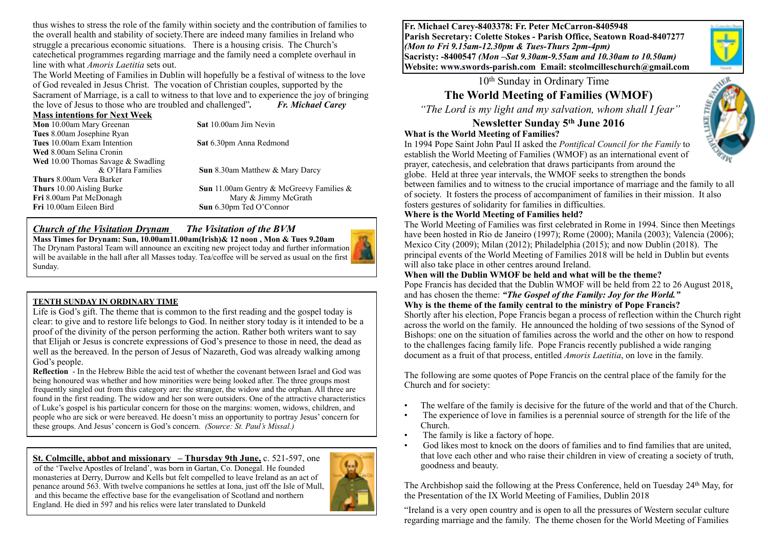thus wishes to stress the role of the family within society and the contribution of families to the overall health and stability of society.There are indeed many families in Ireland who struggle a precarious economic situations. There is a housing crisis. The Church's catechetical programmes regarding marriage and the family need a complete overhaul in line with what *Amoris Laetitia* sets out.

The World Meeting of Families in Dublin will hopefully be a festival of witness to the love of God revealed in Jesus Christ. The vocation of Christian couples, supported by the Sacrament of Marriage, is a call to witness to that love and to experience the joy of bringing the love of Jesus to those who are troubled and challenged". ***Fr. Michael Carey***

**Mass intentions for Next Week**

**Mon** 10.00am Mary Greenan
**Tues** 8.00am Josephine Ryan
**Tues** 10.00am Exam Intention
**Wed** 8.00am Selina Cronin
**Wed** 10.00 Thomas Savage & Swadling & O'Hara Families
**Thurs** 8.00am Vera Barker
**Thurs** 10.00 Aisling Burke
**Fri** 8.00am Pat McDonagh
**Fri** 10.00am Eileen Bird
**Sat** 10.00am Jim Nevin
**Sat** 6.30pm Anna Redmond
**Sun** 8.30am Matthew & Mary Darcy
**Sun** 11.00am Gentry & McGreevy Families & Mary & Jimmy McGrath
**Sun** 6.30pm Ted O'Connor

***Church of the Visitation Drynam*** ***The Visitation of the BVM***

**Mass Times for Drynam: Sun, 10.00am11.00am(Irish)& 12 noon , Mon & Tues 9.20am**

The Drynam Pastoral Team will announce an exciting new project today and further information will be available in the hall after all Masses today. Tea/coffee will be served as usual on the first Sunday.

**TENTH SUNDAY IN ORDINARY TIME**

Life is God's gift. The theme that is common to the first reading and the gospel today is clear: to give and to restore life belongs to God. In neither story today is it intended to be a proof of the divinity of the person performing the action. Rather both writers want to say that Elijah or Jesus is concrete expressions of God's presence to those in need, the dead as well as the bereaved. In the person of Jesus of Nazareth, God was already walking among God's people.

**Reflection** - In the Hebrew Bible the acid test of whether the covenant between Israel and God was being honoured was whether and how minorities were being looked after. The three groups most frequently singled out from this category are: the stranger, the widow and the orphan. All three are found in the first reading. The widow and her son were outsiders. One of the attractive characteristics of Luke's gospel is his particular concern for those on the margins: women, widows, children, and people who are sick or were bereaved. He doesn't miss an opportunity to portray Jesus' concern for these groups. And Jesus' concern is God's concern. *(Source: St. Paul's Missal.)*

**St. Colmcille, abbot and missionary – Thursday 9th June,** c. 521-597, one of the 'Twelve Apostles of Ireland', was born in Gartan, Co. Donegal. He founded monasteries at Derry, Durrow and Kells but felt compelled to leave Ireland as an act of penance around 563. With twelve companions he settles at Iona, just off the Isle of Mull, and this became the effective base for the evangelisation of Scotland and northern England. He died in 597 and his relics were later translated to Dunkeld

**Fr. Michael Carey-8403378: Fr. Peter McCarron-8405948**
**Parish Secretary: Colette Stokes - Parish Office, Seatown Road-8407277**
***(Mon to Fri 9.15am-12.30pm & Tues-Thurs 2pm-4pm)***
**Sacristy: -8400547** ***(Mon –Sat 9.30am-9.55am and 10.30am to 10.50am)***
**Website: www.swords-parish.com Email: stcolmcilleschurch@gmail.com**

10th Sunday in Ordinary Time

# The World Meeting of Families (WMOF)

*"The Lord is my light and my salvation, whom shall I fear"*

## Newsletter Sunday 5th June 2016

**What is the World Meeting of Families?**

In 1994 Pope Saint John Paul II asked the *Pontifical Council for the Family* to establish the World Meeting of Families (WMOF) as an international event of prayer, catechesis, and celebration that draws participants from around the globe. Held at three year intervals, the WMOF seeks to strengthen the bonds between families and to witness to the crucial importance of marriage and the family to all of society. It fosters the process of accompaniment of families in their mission. It also fosters gestures of solidarity for families in difficulties.

**Where is the World Meeting of Families held?**

The World Meeting of Families was first celebrated in Rome in 1994. Since then Meetings have been hosted in Rio de Janeiro (1997); Rome (2000); Manila (2003); Valencia (2006); Mexico City (2009); Milan (2012); Philadelphia (2015); and now Dublin (2018). The principal events of the World Meeting of Families 2018 will be held in Dublin but events will also take place in other centres around Ireland.

**When will the Dublin WMOF be held and what will be the theme?**

Pope Francis has decided that the Dublin WMOF will be held from 22 to 26 August 2018, and has chosen the theme: ***"The Gospel of the Family: Joy for the World."***

**Why is the theme of the family central to the ministry of Pope Francis?**

Shortly after his election, Pope Francis began a process of reflection within the Church right across the world on the family. He announced the holding of two sessions of the Synod of Bishops: one on the situation of families across the world and the other on how to respond to the challenges facing family life. Pope Francis recently published a wide ranging document as a fruit of that process, entitled *Amoris Laetitia*, on love in the family.

The following are some quotes of Pope Francis on the central place of the family for the Church and for society:

- The welfare of the family is decisive for the future of the world and that of the Church.
- The experience of love in families is a perennial source of strength for the life of the Church.
- The family is like a factory of hope.
- God likes most to knock on the doors of families and to find families that are united, that love each other and who raise their children in view of creating a society of truth, goodness and beauty.

The Archbishop said the following at the Press Conference, held on Tuesday 24th May, for the Presentation of the IX World Meeting of Families, Dublin 2018

"Ireland is a very open country and is open to all the pressures of Western secular culture regarding marriage and the family. The theme chosen for the World Meeting of Families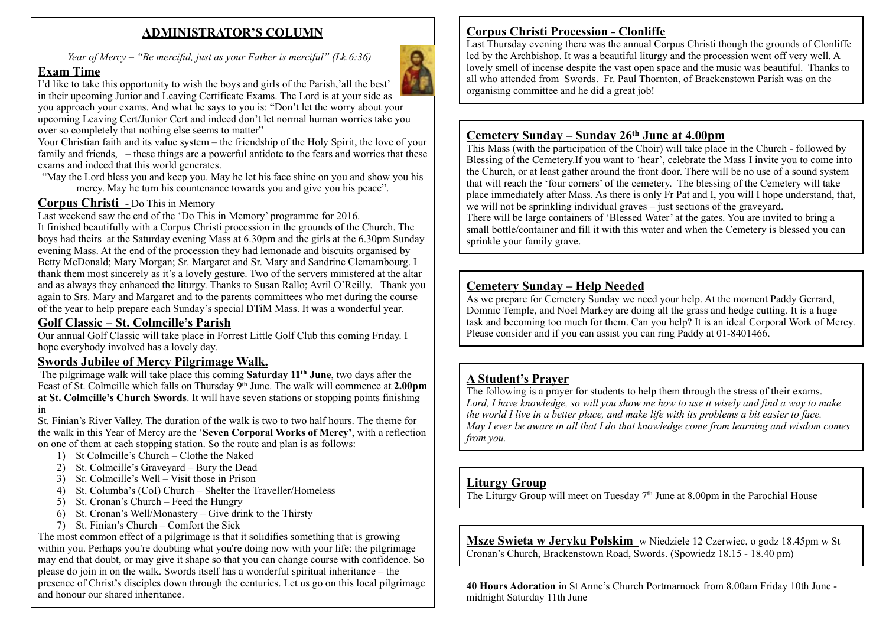## ADMINISTRATOR'S COLUMN

*Year of Mercy – "Be merciful, just as your Father is merciful" (Lk.6:36)*

### Exam Time

I'd like to take this opportunity to wish the boys and girls of the Parish,'all the best' in their upcoming Junior and Leaving Certificate Exams. The Lord is at your side as you approach your exams. And what he says to you is: "Don't let the worry about your upcoming Leaving Cert/Junior Cert and indeed don't let normal human worries take you over so completely that nothing else seems to matter"

Your Christian faith and its value system – the friendship of the Holy Spirit, the love of your family and friends, – these things are a powerful antidote to the fears and worries that these exams and indeed that this world generates.

"May the Lord bless you and keep you. May he let his face shine on you and show you his mercy. May he turn his countenance towards you and give you his peace".

### Corpus Christi - Do This in Memory

Last weekend saw the end of the 'Do This in Memory' programme for 2016.

It finished beautifully with a Corpus Christi procession in the grounds of the Church. The boys had theirs at the Saturday evening Mass at 6.30pm and the girls at the 6.30pm Sunday evening Mass. At the end of the procession they had lemonade and biscuits organised by Betty McDonald; Mary Morgan; Sr. Margaret and Sr. Mary and Sandrine Clemambourg. I thank them most sincerely as it's a lovely gesture. Two of the servers ministered at the altar and as always they enhanced the liturgy. Thanks to Susan Rallo; Avril O'Reilly. Thank you again to Srs. Mary and Margaret and to the parents committees who met during the course of the year to help prepare each Sunday's special DTiM Mass. It was a wonderful year.

### Golf Classic – St. Colmcille's Parish

Our annual Golf Classic will take place in Forrest Little Golf Club this coming Friday. I hope everybody involved has a lovely day.

### Swords Jubilee of Mercy Pilgrimage Walk.

The pilgrimage walk will take place this coming **Saturday 11th June**, two days after the Feast of St. Colmcille which falls on Thursday 9th June. The walk will commence at **2.00pm at St. Colmcille's Church Swords**. It will have seven stations or stopping points finishing in

St. Finian's River Valley. The duration of the walk is two to two half hours. The theme for the walk in this Year of Mercy are the '**Seven Corporal Works of Mercy**', with a reflection on one of them at each stopping station. So the route and plan is as follows:

1) St Colmcille's Church – Clothe the Naked
2) St. Colmcille's Graveyard – Bury the Dead
3) Sr. Colmcille's Well – Visit those in Prison
4) St. Columba's (CoI) Church – Shelter the Traveller/Homeless
5) St. Cronan's Church – Feed the Hungry
6) St. Cronan's Well/Monastery – Give drink to the Thirsty
7) St. Finian's Church – Comfort the Sick

The most common effect of a pilgrimage is that it solidifies something that is growing within you. Perhaps you're doubting what you're doing now with your life: the pilgrimage may end that doubt, or may give it shape so that you can change course with confidence. So please do join in on the walk. Swords itself has a wonderful spiritual inheritance – the presence of Christ's disciples down through the centuries. Let us go on this local pilgrimage and honour our shared inheritance.

### Corpus Christi Procession - Clonliffe

Last Thursday evening there was the annual Corpus Christi though the grounds of Clonliffe led by the Archbishop. It was a beautiful liturgy and the procession went off very well. A lovely smell of incense despite the vast open space and the music was beautiful. Thanks to all who attended from Swords. Fr. Paul Thornton, of Brackenstown Parish was on the organising committee and he did a great job!

### Cemetery Sunday – Sunday 26th June at 4.00pm

This Mass (with the participation of the Choir) will take place in the Church - followed by Blessing of the Cemetery.If you want to 'hear', celebrate the Mass I invite you to come into the Church, or at least gather around the front door. There will be no use of a sound system that will reach the 'four corners' of the cemetery. The blessing of the Cemetery will take place immediately after Mass. As there is only Fr Pat and I, you will I hope understand, that, we will not be sprinkling individual graves – just sections of the graveyard.

There will be large containers of 'Blessed Water' at the gates. You are invited to bring a small bottle/container and fill it with this water and when the Cemetery is blessed you can sprinkle your family grave.

### Cemetery Sunday – Help Needed

As we prepare for Cemetery Sunday we need your help. At the moment Paddy Gerrard, Domnic Temple, and Noel Markey are doing all the grass and hedge cutting. It is a huge task and becoming too much for them. Can you help? It is an ideal Corporal Work of Mercy. Please consider and if you can assist you can ring Paddy at 01-8401466.

### A Student's Prayer

The following is a prayer for students to help them through the stress of their exams.
*Lord, I have knowledge, so will you show me how to use it wisely and find a way to make the world I live in a better place, and make life with its problems a bit easier to face. May I ever be aware in all that I do that knowledge come from learning and wisdom comes from you.*

### Liturgy Group

The Liturgy Group will meet on Tuesday 7th June at 8.00pm in the Parochial House

**Msze Swieta w Jeryku Polskim** w Niedziele 12 Czerwiec, o godz 18.45pm w St Cronan's Church, Brackenstown Road, Swords. (Spowiedz 18.15 - 18.40 pm)

**40 Hours Adoration** in St Anne's Church Portmarnock from 8.00am Friday 10th June - midnight Saturday 11th June